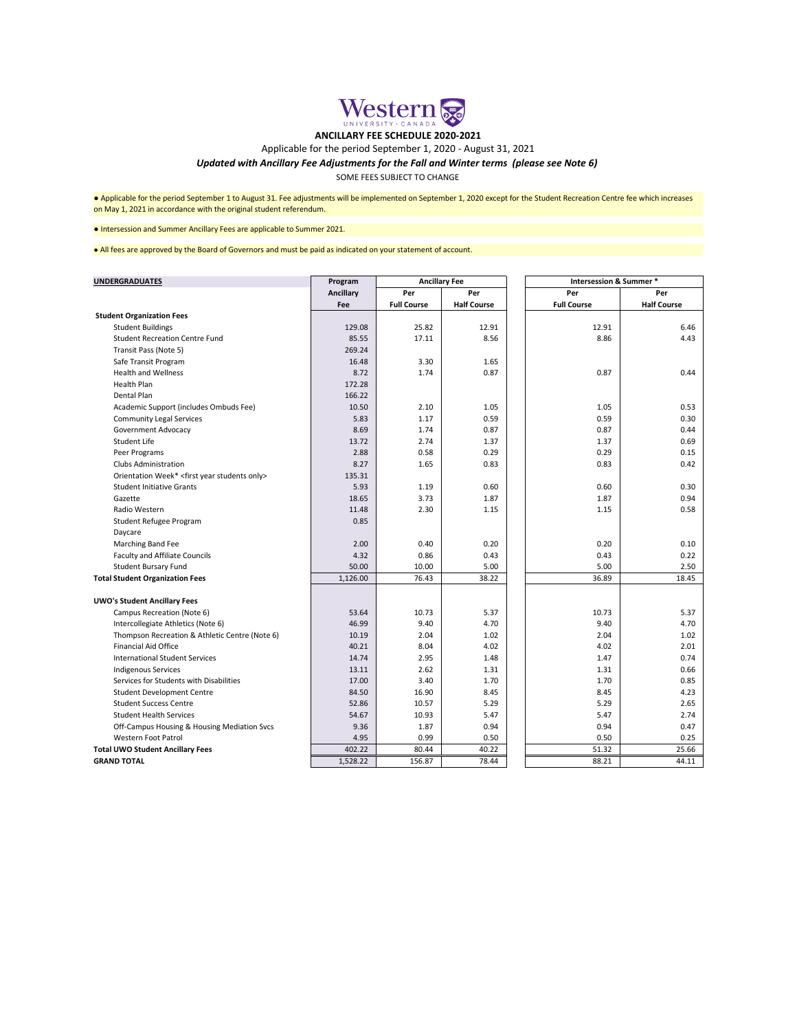Western UNIVERSITY · CANADA

**ANCILLARY FEE SCHEDULE 2020-2021**

Applicable for the period September 1, 2020 - August 31, 2021

***Updated with Ancillary Fee Adjustments for the Fall and Winter terms (please see Note 6)***

SOME FEES SUBJECT TO CHANGE

● Applicable for the period September 1 to August 31. Fee adjustments will be implemented on September 1, 2020 except for the Student Recreation Centre fee which increases on May 1, 2021 in accordance with the original student referendum.

● Intersession and Summer Ancillary Fees are applicable to Summer 2021.

● All fees are approved by the Board of Governors and must be paid as indicated on your statement of account.

| **UNDERGRADUATES** | **Program** | **Ancillary Fee** | | **Intersession & Summer *** | |
|---|---|---|---|---|---|
| | **Ancillary Fee** | **Per Full Course** | **Per Half Course** | **Per Full Course** | **Per Half Course** |
| **Student Organization Fees** | | | | | |
| Student Buildings | 129.08 | 25.82 | 12.91 | 12.91 | 6.46 |
| Student Recreation Centre Fund | 85.55 | 17.11 | 8.56 | 8.86 | 4.43 |
| Transit Pass (Note 5) | 269.24 | | | | |
| Safe Transit Program | 16.48 | 3.30 | 1.65 | | |
| Health and Wellness | 8.72 | 1.74 | 0.87 | 0.87 | 0.44 |
| Health Plan | 172.28 | | | | |
| Dental Plan | 166.22 | | | | |
| Academic Support (includes Ombuds Fee) | 10.50 | 2.10 | 1.05 | 1.05 | 0.53 |
| Community Legal Services | 5.83 | 1.17 | 0.59 | 0.59 | 0.30 |
| Government Advocacy | 8.69 | 1.74 | 0.87 | 0.87 | 0.44 |
| Student Life | 13.72 | 2.74 | 1.37 | 1.37 | 0.69 |
| Peer Programs | 2.88 | 0.58 | 0.29 | 0.29 | 0.15 |
| Clubs Administration | 8.27 | 1.65 | 0.83 | 0.83 | 0.42 |
| Orientation Week* <first year students only> | 135.31 | | | | |
| Student Initiative Grants | 5.93 | 1.19 | 0.60 | 0.60 | 0.30 |
| Gazette | 18.65 | 3.73 | 1.87 | 1.87 | 0.94 |
| Radio Western | 11.48 | 2.30 | 1.15 | 1.15 | 0.58 |
| Student Refugee Program | 0.85 | | | | |
| Daycare | | | | | |
| Marching Band Fee | 2.00 | 0.40 | 0.20 | 0.20 | 0.10 |
| Faculty and Affiliate Councils | 4.32 | 0.86 | 0.43 | 0.43 | 0.22 |
| Student Bursary Fund | 50.00 | 10.00 | 5.00 | 5.00 | 2.50 |
| **Total Student Organization Fees** | 1,126.00 | 76.43 | 38.22 | 36.89 | 18.45 |
| | | | | | |
| **UWO's Student Ancillary Fees** | | | | | |
| Campus Recreation (Note 6) | 53.64 | 10.73 | 5.37 | 10.73 | 5.37 |
| Intercollegiate Athletics (Note 6) | 46.99 | 9.40 | 4.70 | 9.40 | 4.70 |
| Thompson Recreation & Athletic Centre (Note 6) | 10.19 | 2.04 | 1.02 | 2.04 | 1.02 |
| Financial Aid Office | 40.21 | 8.04 | 4.02 | 4.02 | 2.01 |
| International Student Services | 14.74 | 2.95 | 1.48 | 1.47 | 0.74 |
| Indigenous Services | 13.11 | 2.62 | 1.31 | 1.31 | 0.66 |
| Services for Students with Disabilities | 17.00 | 3.40 | 1.70 | 1.70 | 0.85 |
| Student Development Centre | 84.50 | 16.90 | 8.45 | 8.45 | 4.23 |
| Student Success Centre | 52.86 | 10.57 | 5.29 | 5.29 | 2.65 |
| Student Health Services | 54.67 | 10.93 | 5.47 | 5.47 | 2.74 |
| Off-Campus Housing & Housing Mediation Svcs | 9.36 | 1.87 | 0.94 | 0.94 | 0.47 |
| Western Foot Patrol | 4.95 | 0.99 | 0.50 | 0.50 | 0.25 |
| **Total UWO Student Ancillary Fees** | 402.22 | 80.44 | 40.22 | 51.32 | 25.66 |
| **GRAND TOTAL** | 1,528.22 | 156.87 | 78.44 | 88.21 | 44.11 |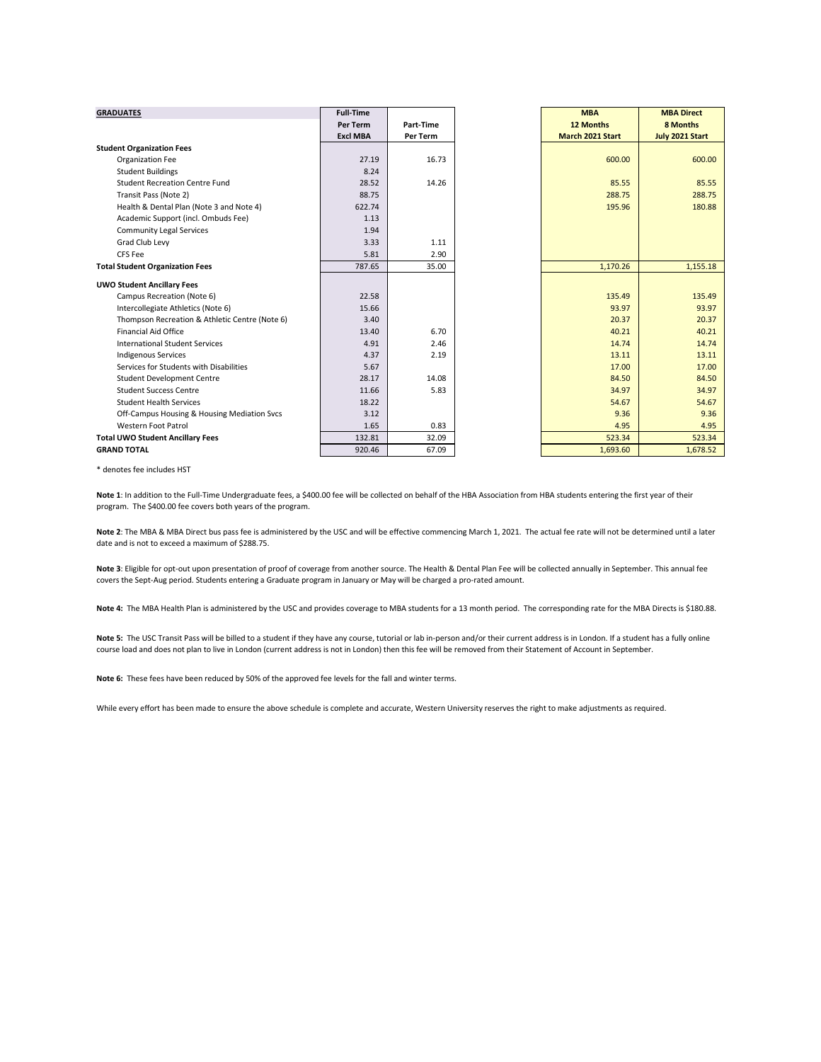| GRADUATES | Full-Time Per Term Excl MBA | Part-Time Per Term | MBA 12 Months March 2021 Start | MBA Direct 8 Months July 2021 Start |
|---|---|---|---|---|
| **Student Organization Fees** | | | | |
| Organization Fee | 27.19 | 16.73 | 600.00 | 600.00 |
| Student Buildings | 8.24 | | | |
| Student Recreation Centre Fund | 28.52 | 14.26 | 85.55 | 85.55 |
| Transit Pass (Note 2) | 88.75 | | 288.75 | 288.75 |
| Health & Dental Plan (Note 3 and Note 4) | 622.74 | | 195.96 | 180.88 |
| Academic Support (incl. Ombuds Fee) | 1.13 | | | |
| Community Legal Services | 1.94 | | | |
| Grad Club Levy | 3.33 | 1.11 | | |
| CFS Fee | 5.81 | 2.90 | | |
| **Total Student Organization Fees** | 787.65 | 35.00 | 1,170.26 | 1,155.18 |
| **UWO Student Ancillary Fees** | | | | |
| Campus Recreation (Note 6) | 22.58 | | 135.49 | 135.49 |
| Intercollegiate Athletics (Note 6) | 15.66 | | 93.97 | 93.97 |
| Thompson Recreation & Athletic Centre (Note 6) | 3.40 | | 20.37 | 20.37 |
| Financial Aid Office | 13.40 | 6.70 | 40.21 | 40.21 |
| International Student Services | 4.91 | 2.46 | 14.74 | 14.74 |
| Indigenous Services | 4.37 | 2.19 | 13.11 | 13.11 |
| Services for Students with Disabilities | 5.67 | | 17.00 | 17.00 |
| Student Development Centre | 28.17 | 14.08 | 84.50 | 84.50 |
| Student Success Centre | 11.66 | 5.83 | 34.97 | 34.97 |
| Student Health Services | 18.22 | | 54.67 | 54.67 |
| Off-Campus Housing & Housing Mediation Svcs | 3.12 | | 9.36 | 9.36 |
| Western Foot Patrol | 1.65 | 0.83 | 4.95 | 4.95 |
| **Total UWO Student Ancillary Fees** | 132.81 | 32.09 | 523.34 | 523.34 |
| **GRAND TOTAL** | 920.46 | 67.09 | 1,693.60 | 1,678.52 |

* denotes fee includes HST

**Note 1**: In addition to the Full-Time Undergraduate fees, a $400.00 fee will be collected on behalf of the HBA Association from HBA students entering the first year of their program. The $400.00 fee covers both years of the program.

**Note 2**: The MBA & MBA Direct bus pass fee is administered by the USC and will be effective commencing March 1, 2021. The actual fee rate will not be determined until a later date and is not to exceed a maximum of $288.75.

**Note 3**: Eligible for opt-out upon presentation of proof of coverage from another source. The Health & Dental Plan Fee will be collected annually in September. This annual fee covers the Sept-Aug period. Students entering a Graduate program in January or May will be charged a pro-rated amount.

**Note 4:** The MBA Health Plan is administered by the USC and provides coverage to MBA students for a 13 month period. The corresponding rate for the MBA Directs is $180.88.

**Note 5:** The USC Transit Pass will be billed to a student if they have any course, tutorial or lab in-person and/or their current address is in London. If a student has a fully online course load and does not plan to live in London (current address is not in London) then this fee will be removed from their Statement of Account in September.

**Note 6:** These fees have been reduced by 50% of the approved fee levels for the fall and winter terms.

While every effort has been made to ensure the above schedule is complete and accurate, Western University reserves the right to make adjustments as required.